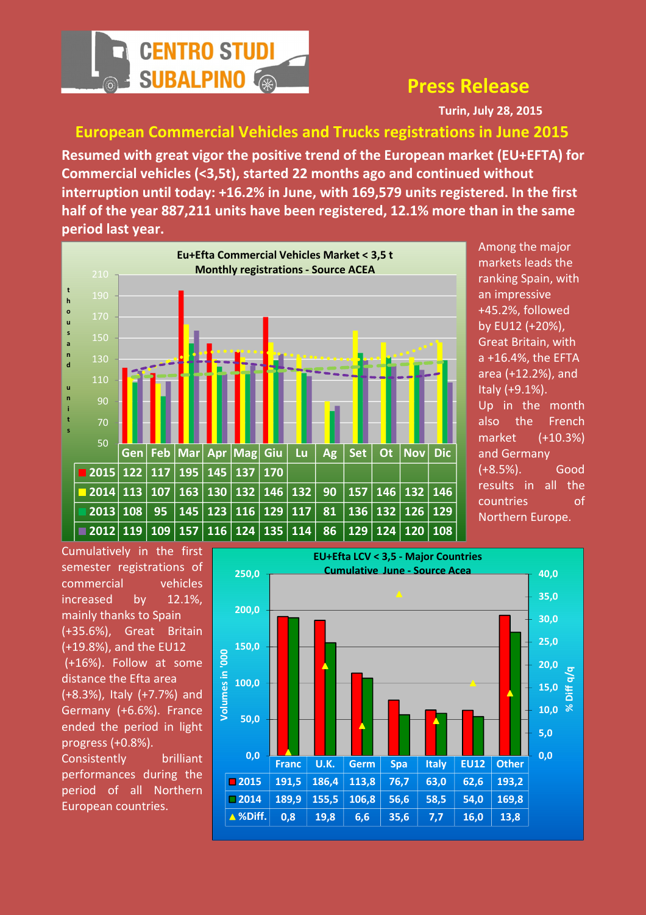CENTRO STUDI SUBALPINO

# Press Release

**Turin, July 28, 2015**

## European Commercial Vehicles and Trucks registrations in June 2015

**Resumed with great vigor the positive trend of the European market (EU+EFTA) for Commercial vehicles (<3,5t), started 22 months ago and continued without interruption until today: +16.2% in June, with 169,579 units registered. In the first half of the year 887,211 units have been registered, 12.1% more than in the same period last year.**

**Eu+Efta Commercial Vehicles Market < 3,5 t**
**Monthly registrations - Source ACEA**

| | Gen | Feb | Mar | Apr | Mag | Giu | Lu | Ag | Set | Ot | Nov | Dic |
|---|---|---|---|---|---|---|---|---|---|---|---|---|
| 2015 | 122 | 117 | 195 | 145 | 137 | 170 | | | | | | |
| 2014 | 113 | 107 | 163 | 130 | 132 | 146 | 132 | 90 | 157 | 146 | 132 | 146 |
| 2013 | 108 | 95 | 145 | 123 | 116 | 129 | 117 | 81 | 136 | 132 | 126 | 129 |
| 2012 | 119 | 109 | 157 | 116 | 124 | 135 | 114 | 86 | 129 | 124 | 120 | 108 |

Among the major markets leads the ranking Spain, with an impressive +45.2%, followed by EU12 (+20%), Great Britain, with a +16.4%, the EFTA area (+12.2%), and Italy (+9.1%).
Up in the month also the French market (+10.3%) and Germany (+8.5%). Good results in all the countries of Northern Europe.

Cumulatively in the first semester registrations of commercial vehicles increased by 12.1%, mainly thanks to Spain (+35.6%), Great Britain (+19.8%), and the EU12 (+16%). Follow at some distance the Efta area (+8.3%), Italy (+7.7%) and Germany (+6.6%). France ended the period in light progress (+0.8%).
Consistently brilliant performances during the period of all Northern European countries.

**EU+Efta LCV < 3,5 - Major Countries**
**Cumulative June - Source Acea**

| | Franc | U.K. | Germ | Spa | Italy | EU12 | Other |
|---|---|---|---|---|---|---|---|
| 2015 | 191,5 | 186,4 | 113,8 | 76,7 | 63,0 | 62,6 | 193,2 |
| 2014 | 189,9 | 155,5 | 106,8 | 56,6 | 58,5 | 54,0 | 169,8 |
| %Diff. | 0,8 | 19,8 | 6,6 | 35,6 | 7,7 | 16,0 | 13,8 |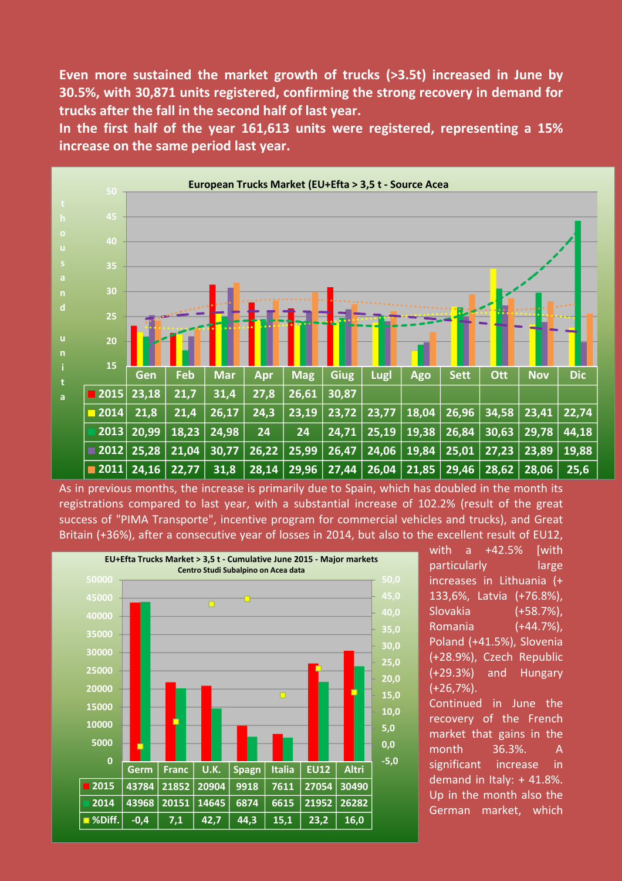**Even more sustained the market growth of trucks (>3.5t) increased in June by 30.5%, with 30,871 units registered, confirming the strong recovery in demand for trucks after the fall in the second half of last year.**

**In the first half of the year 161,613 units were registered, representing a 15% increase on the same period last year.**

**European Trucks Market (EU+Efta > 3,5 t - Source Acea** (thousand units)

| | Gen | Feb | Mar | Apr | Mag | Giug | Lugl | Ago | Sett | Ott | Nov | Dic |
|---|---|---|---|---|---|---|---|---|---|---|---|---|
| 2015 | 23,18 | 21,7 | 31,4 | 27,8 | 26,61 | 30,87 | | | | | | |
| 2014 | 21,8 | 21,4 | 26,17 | 24,3 | 23,19 | 23,72 | 23,77 | 18,04 | 26,96 | 34,58 | 23,41 | 22,74 |
| 2013 | 20,99 | 18,23 | 24,98 | 24 | 24 | 24,71 | 25,19 | 19,38 | 26,84 | 30,63 | 29,78 | 44,18 |
| 2012 | 25,28 | 21,04 | 30,77 | 26,22 | 25,99 | 26,47 | 24,06 | 19,84 | 25,01 | 27,23 | 23,89 | 19,88 |
| 2011 | 24,16 | 22,77 | 31,8 | 28,14 | 29,96 | 27,44 | 26,04 | 21,85 | 29,46 | 28,62 | 28,06 | 25,6 |

As in previous months, the increase is primarily due to Spain, which has doubled in the month its registrations compared to last year, with a substantial increase of 102.2% (result of the great success of "PIMA Transporte", incentive program for commercial vehicles and trucks), and Great Britain (+36%), after a consecutive year of losses in 2014, but also to the excellent result of EU12, with a +42.5% [with particularly large increases in Lithuania (+ 133,6%, Latvia (+76.8%), Slovakia (+58.7%), Romania (+44.7%), Poland (+41.5%), Slovenia (+28.9%), Czech Republic (+29.3%) and Hungary (+26,7%).

**EU+Efta Trucks Market > 3,5 t - Cumulative June 2015 - Major markets**
Centro Studi Subalpino on Acea data

| | Germ | Franc | U.K. | Spagn | Italia | EU12 | Altri |
|---|---|---|---|---|---|---|---|
| 2015 | 43784 | 21852 | 20904 | 9918 | 7611 | 27054 | 30490 |
| 2014 | 43968 | 20151 | 14645 | 6874 | 6615 | 21952 | 26282 |
| %Diff. | -0,4 | 7,1 | 42,7 | 44,3 | 15,1 | 23,2 | 16,0 |

Continued in June the recovery of the French market that gains in the month 36.3%. A significant increase in demand in Italy: + 41.8%. Up in the month also the German market, which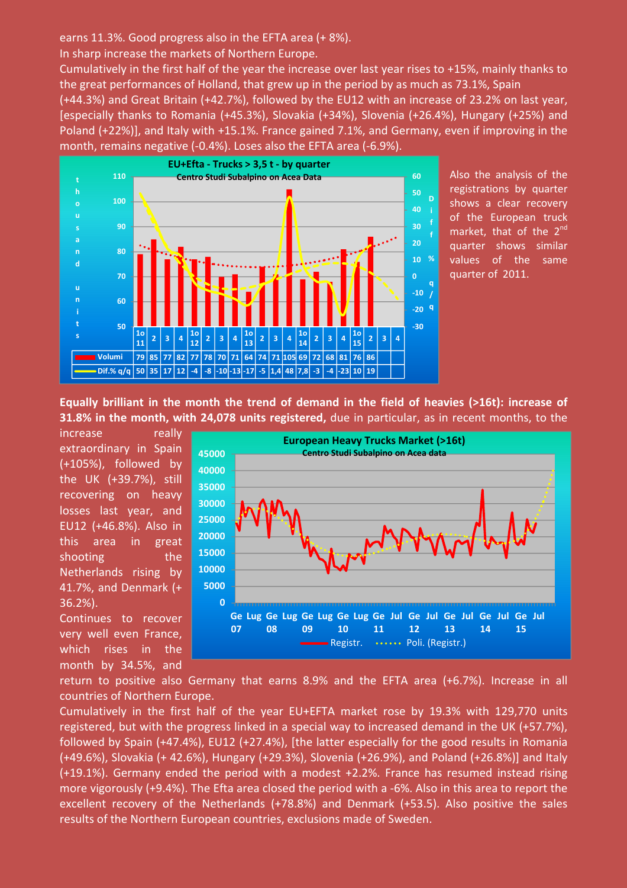earns 11.3%. Good progress also in the EFTA area (+ 8%).

In sharp increase the markets of Northern Europe.

Cumulatively in the first half of the year the increase over last year rises to +15%, mainly thanks to the great performances of Holland, that grew up in the period by as much as 73.1%, Spain (+44.3%) and Great Britain (+42.7%), followed by the EU12 with an increase of 23.2% on last year, [especially thanks to Romania (+45.3%), Slovakia (+34%), Slovenia (+26.4%), Hungary (+25%) and Poland (+22%)], and Italy with +15.1%. France gained 7.1%, and Germany, even if improving in the month, remains negative (-0.4%). Loses also the EFTA area (-6.9%).

**EU+Efta - Trucks > 3,5 t - by quarter**

Centro Studi Subalpino on Acea Data

| | 1o 11 | 2 | 3 | 4 | 1o 12 | 2 | 3 | 4 | 1o 13 | 2 | 3 | 4 | 1o 14 | 2 | 3 | 4 | 1o 15 | 2 | 3 | 4 |
|---|---|---|---|---|---|---|---|---|---|---|---|---|---|---|---|---|---|---|---|---|
| Volumi | 79 | 85 | 77 | 82 | 77 | 78 | 70 | 71 | 64 | 74 | 71 | 105 | 69 | 72 | 68 | 81 | 76 | 86 | | |
| Dif.% q/q | 50 | 35 | 17 | 12 | -4 | -8 | -10 | -13 | -17 | -5 | 1,4 | 48 | 7,8 | -3 | -4 | -23 | 10 | 19 | | |

Also the analysis of the registrations by quarter shows a clear recovery of the European truck market, that of the 2nd quarter shows similar values of the same quarter of 2011.

**Equally brilliant in the month the trend of demand in the field of heavies (>16t): increase of 31.8% in the month, with 24,078 units registered,** due in particular, as in recent months, to the increase really extraordinary in Spain (+105%), followed by the UK (+39.7%), still recovering on heavy losses last year, and EU12 (+46.8%). Also in this area in great shooting the Netherlands rising by 41.7%, and Denmark (+ 36.2%).

**European Heavy Trucks Market (>16t)**

Centro Studi Subalpino on Acea data

Continues to recover very well even France, which rises in the month by 34.5%, and return to positive also Germany that earns 8.9% and the EFTA area (+6.7%). Increase in all countries of Northern Europe.

Cumulatively in the first half of the year EU+EFTA market rose by 19.3% with 129,770 units registered, but with the progress linked in a special way to increased demand in the UK (+57.7%), followed by Spain (+47.4%), EU12 (+27.4%), [the latter especially for the good results in Romania (+49.6%), Slovakia (+ 42.6%), Hungary (+29.3%), Slovenia (+26.9%), and Poland (+26.8%)] and Italy (+19.1%). Germany ended the period with a modest +2.2%. France has resumed instead rising more vigorously (+9.4%). The Efta area closed the period with a -6%. Also in this area to report the excellent recovery of the Netherlands (+78.8%) and Denmark (+53.5). Also positive the sales results of the Northern European countries, exclusions made of Sweden.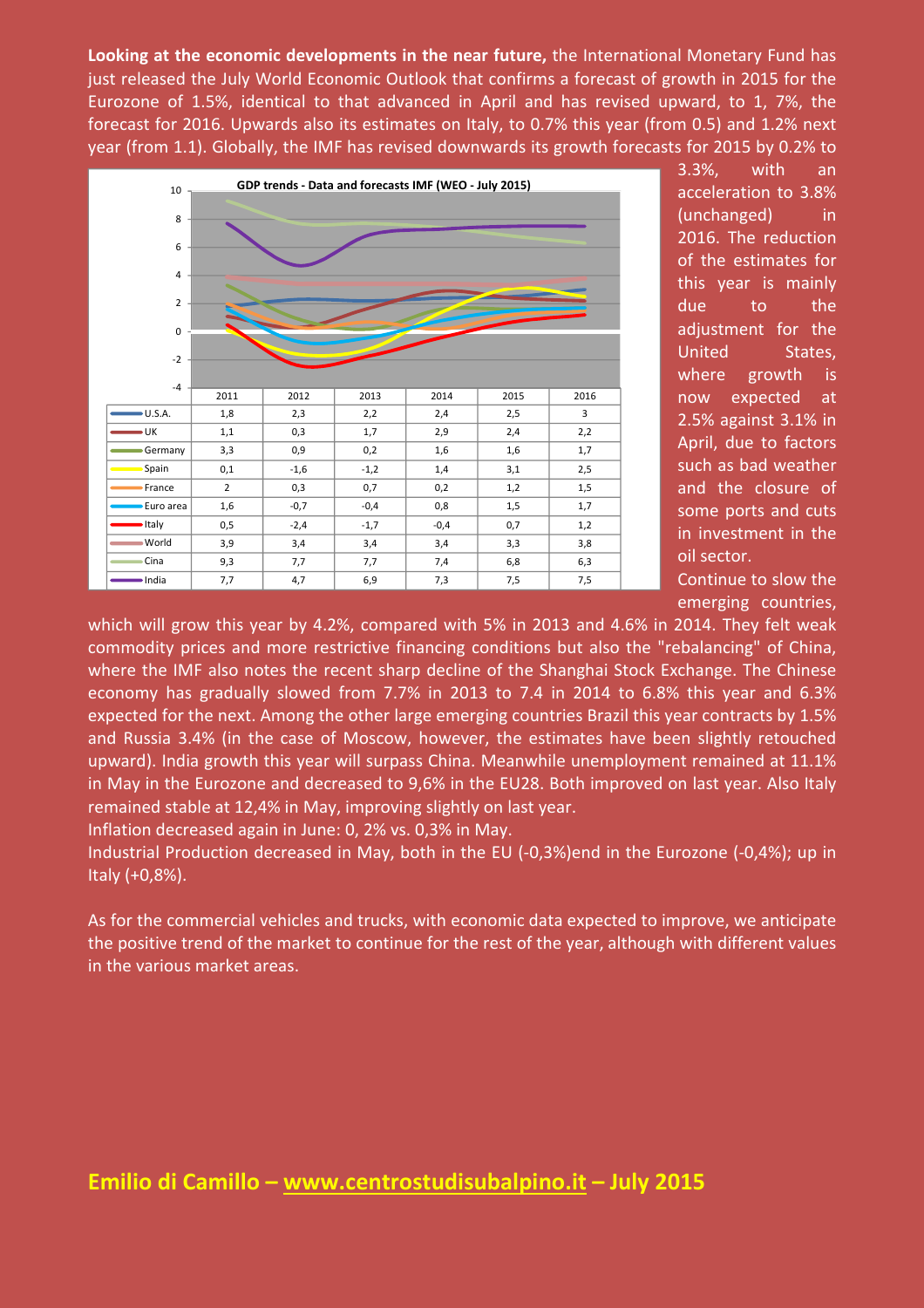**Looking at the economic developments in the near future,** the International Monetary Fund has just released the July World Economic Outlook that confirms a forecast of growth in 2015 for the Eurozone of 1.5%, identical to that advanced in April and has revised upward, to 1, 7%, the forecast for 2016. Upwards also its estimates on Italy, to 0.7% this year (from 0.5) and 1.2% next year (from 1.1). Globally, the IMF has revised downwards its growth forecasts for 2015 by 0.2% to 3.3%, with an acceleration to 3.8% (unchanged) in 2016. The reduction of the estimates for this year is mainly due to the adjustment for the United States, where growth is now expected at 2.5% against 3.1% in April, due to factors such as bad weather and the closure of some ports and cuts in investment in the oil sector.

GDP trends - Data and forecasts IMF (WEO - July 2015)

10
8
6
4
2
0
-2
-4

| | 2011 | 2012 | 2013 | 2014 | 2015 | 2016 |
|---|---|---|---|---|---|---|
| U.S.A. | 1,8 | 2,3 | 2,2 | 2,4 | 2,5 | 3 |
| UK | 1,1 | 0,3 | 1,7 | 2,9 | 2,4 | 2,2 |
| Germany | 3,3 | 0,9 | 0,2 | 1,6 | 1,6 | 1,7 |
| Spain | 0,1 | -1,6 | -1,2 | 1,4 | 3,1 | 2,5 |
| France | 2 | 0,3 | 0,7 | 0,2 | 1,2 | 1,5 |
| Euro area | 1,6 | -0,7 | -0,4 | 0,8 | 1,5 | 1,7 |
| Italy | 0,5 | -2,4 | -1,7 | -0,4 | 0,7 | 1,2 |
| World | 3,9 | 3,4 | 3,4 | 3,4 | 3,3 | 3,8 |
| Cina | 9,3 | 7,7 | 7,7 | 7,4 | 6,8 | 6,3 |
| India | 7,7 | 4,7 | 6,9 | 7,3 | 7,5 | 7,5 |

Continue to slow the emerging countries, which will grow this year by 4.2%, compared with 5% in 2013 and 4.6% in 2014. They felt weak commodity prices and more restrictive financing conditions but also the "rebalancing" of China, where the IMF also notes the recent sharp decline of the Shanghai Stock Exchange. The Chinese economy has gradually slowed from 7.7% in 2013 to 7.4 in 2014 to 6.8% this year and 6.3% expected for the next. Among the other large emerging countries Brazil this year contracts by 1.5% and Russia 3.4% (in the case of Moscow, however, the estimates have been slightly retouched upward). India growth this year will surpass China. Meanwhile unemployment remained at 11.1% in May in the Eurozone and decreased to 9,6% in the EU28. Both improved on last year. Also Italy remained stable at 12,4% in May, improving slightly on last year.

Inflation decreased again in June: 0, 2% vs. 0,3% in May.

Industrial Production decreased in May, both in the EU (-0,3%)end in the Eurozone (-0,4%); up in Italy (+0,8%).

As for the commercial vehicles and trucks, with economic data expected to improve, we anticipate the positive trend of the market to continue for the rest of the year, although with different values in the various market areas.

**Emilio di Camillo – www.centrostudisubalpino.it – July 2015**